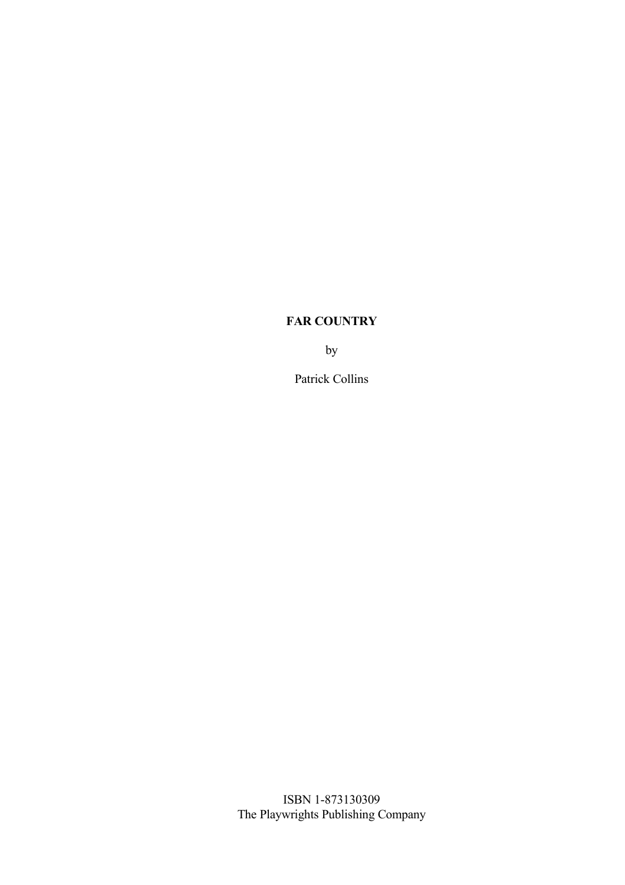# FAR COUNTRY

by

Patrick Collins

ISBN 1-873130309
The Playwrights Publishing Company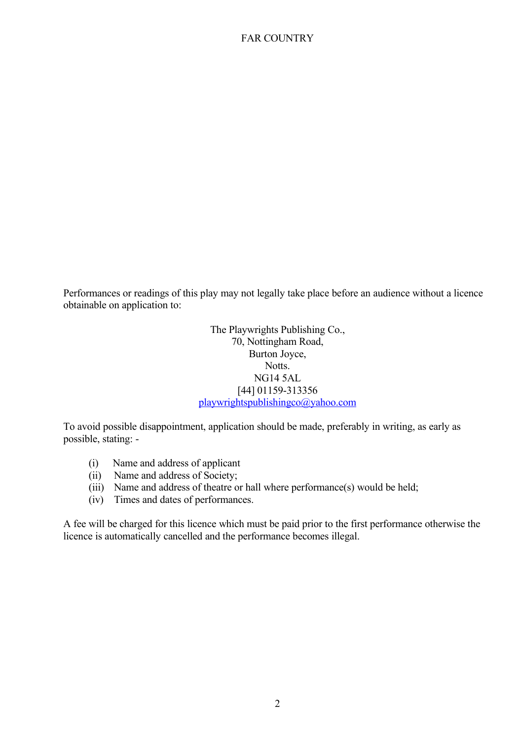Performances or readings of this play may not legally take place before an audience without a licence obtainable on application to:

The Playwrights Publishing Co.,
70, Nottingham Road,
Burton Joyce,
Notts.
NG14 5AL
[44] 01159-313356
playwrightspublishingco@yahoo.com

To avoid possible disappointment, application should be made, preferably in writing, as early as possible, stating: -

(i) Name and address of applicant
(ii) Name and address of Society;
(iii) Name and address of theatre or hall where performance(s) would be held;
(iv) Times and dates of performances.

A fee will be charged for this licence which must be paid prior to the first performance otherwise the licence is automatically cancelled and the performance becomes illegal.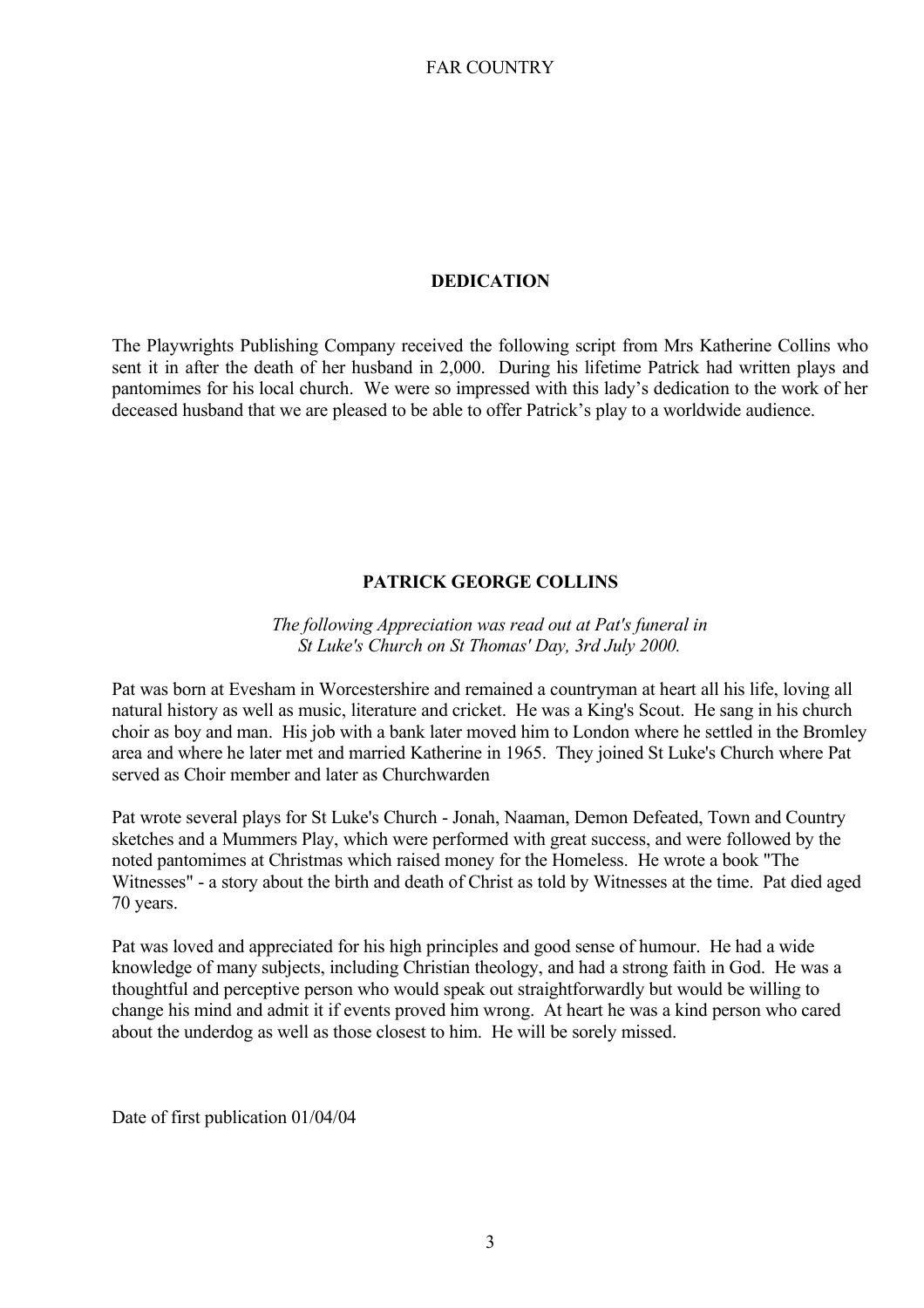## DEDICATION

The Playwrights Publishing Company received the following script from Mrs Katherine Collins who sent it in after the death of her husband in 2,000. During his lifetime Patrick had written plays and pantomimes for his local church. We were so impressed with this lady's dedication to the work of her deceased husband that we are pleased to be able to offer Patrick's play to a worldwide audience.

## PATRICK GEORGE COLLINS

*The following Appreciation was read out at Pat's funeral in St Luke's Church on St Thomas' Day, 3rd July 2000.*

Pat was born at Evesham in Worcestershire and remained a countryman at heart all his life, loving all natural history as well as music, literature and cricket. He was a King's Scout. He sang in his church choir as boy and man. His job with a bank later moved him to London where he settled in the Bromley area and where he later met and married Katherine in 1965. They joined St Luke's Church where Pat served as Choir member and later as Churchwarden

Pat wrote several plays for St Luke's Church - Jonah, Naaman, Demon Defeated, Town and Country sketches and a Mummers Play, which were performed with great success, and were followed by the noted pantomimes at Christmas which raised money for the Homeless. He wrote a book "The Witnesses" - a story about the birth and death of Christ as told by Witnesses at the time. Pat died aged 70 years.

Pat was loved and appreciated for his high principles and good sense of humour. He had a wide knowledge of many subjects, including Christian theology, and had a strong faith in God. He was a thoughtful and perceptive person who would speak out straightforwardly but would be willing to change his mind and admit it if events proved him wrong. At heart he was a kind person who cared about the underdog as well as those closest to him. He will be sorely missed.

Date of first publication 01/04/04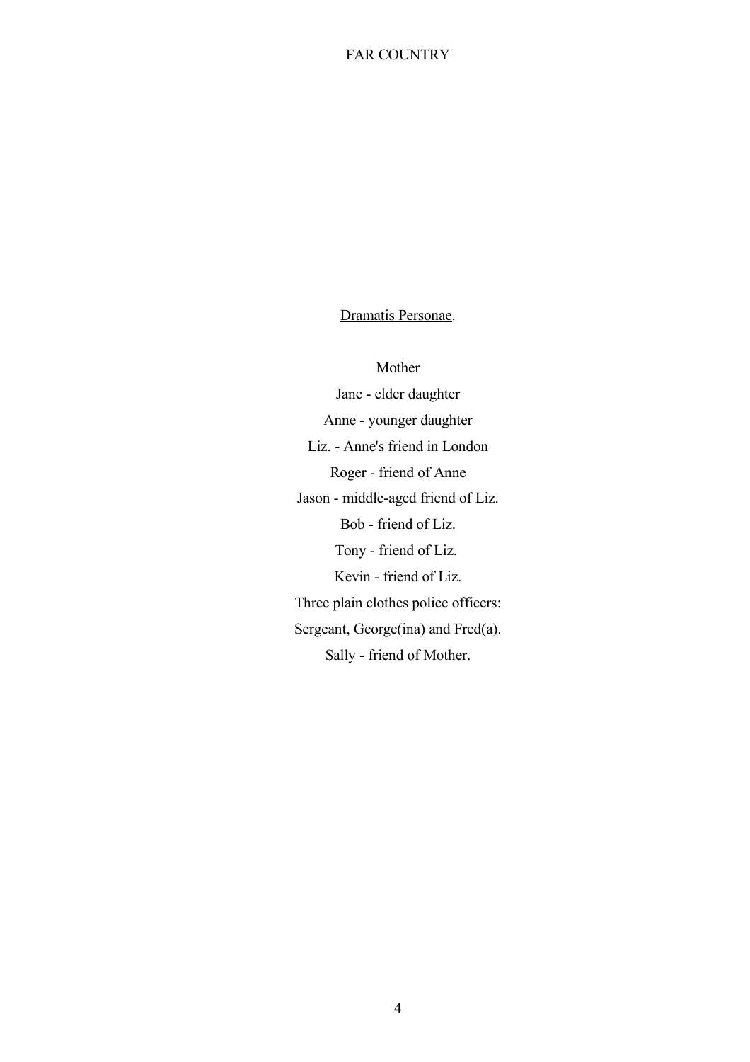Dramatis Personae.

Mother

Jane - elder daughter

Anne - younger daughter

Liz. - Anne's friend in London

Roger - friend of Anne

Jason - middle-aged friend of Liz.

Bob - friend of Liz.

Tony - friend of Liz.

Kevin - friend of Liz.

Three plain clothes police officers:

Sergeant, George(ina) and Fred(a).

Sally - friend of Mother.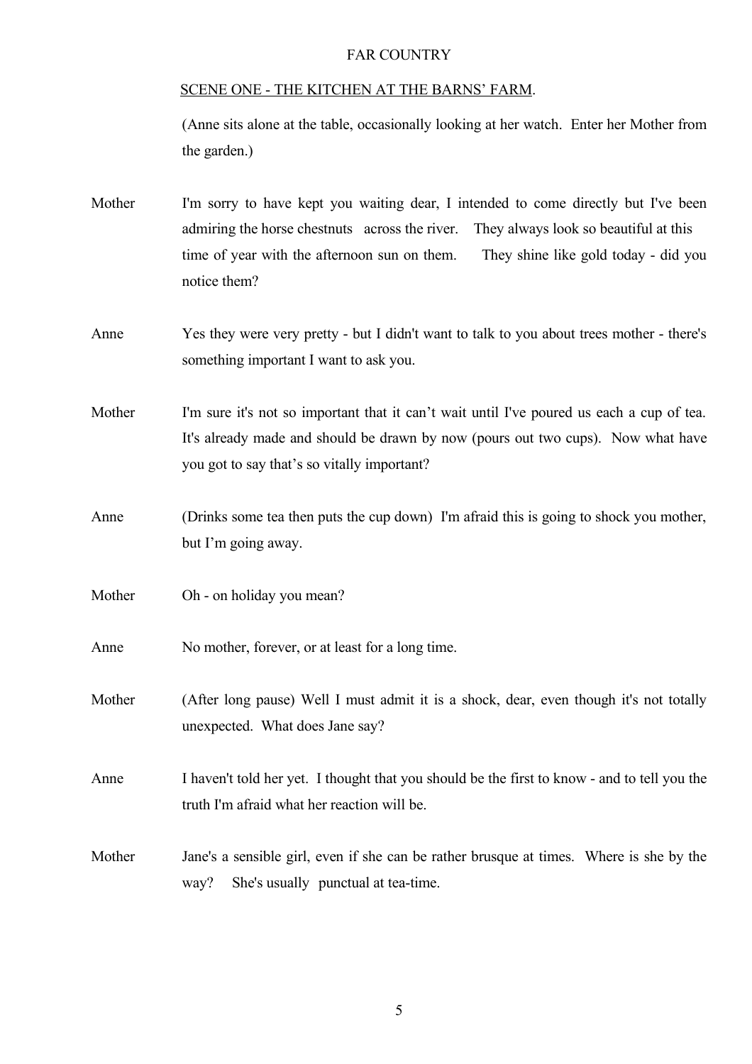# FAR COUNTRY

## SCENE ONE - THE KITCHEN AT THE BARNS' FARM.

(Anne sits alone at the table, occasionally looking at her watch. Enter her Mother from the garden.)

**Mother** I'm sorry to have kept you waiting dear, I intended to come directly but I've been admiring the horse chestnuts across the river. They always look so beautiful at this time of year with the afternoon sun on them. They shine like gold today - did you notice them?

**Anne** Yes they were very pretty - but I didn't want to talk to you about trees mother - there's something important I want to ask you.

**Mother** I'm sure it's not so important that it can't wait until I've poured us each a cup of tea. It's already made and should be drawn by now (pours out two cups). Now what have you got to say that's so vitally important?

**Anne** (Drinks some tea then puts the cup down) I'm afraid this is going to shock you mother, but I'm going away.

**Mother** Oh - on holiday you mean?

**Anne** No mother, forever, or at least for a long time.

**Mother** (After long pause) Well I must admit it is a shock, dear, even though it's not totally unexpected. What does Jane say?

**Anne** I haven't told her yet. I thought that you should be the first to know - and to tell you the truth I'm afraid what her reaction will be.

**Mother** Jane's a sensible girl, even if she can be rather brusque at times. Where is she by the way? She's usually punctual at tea-time.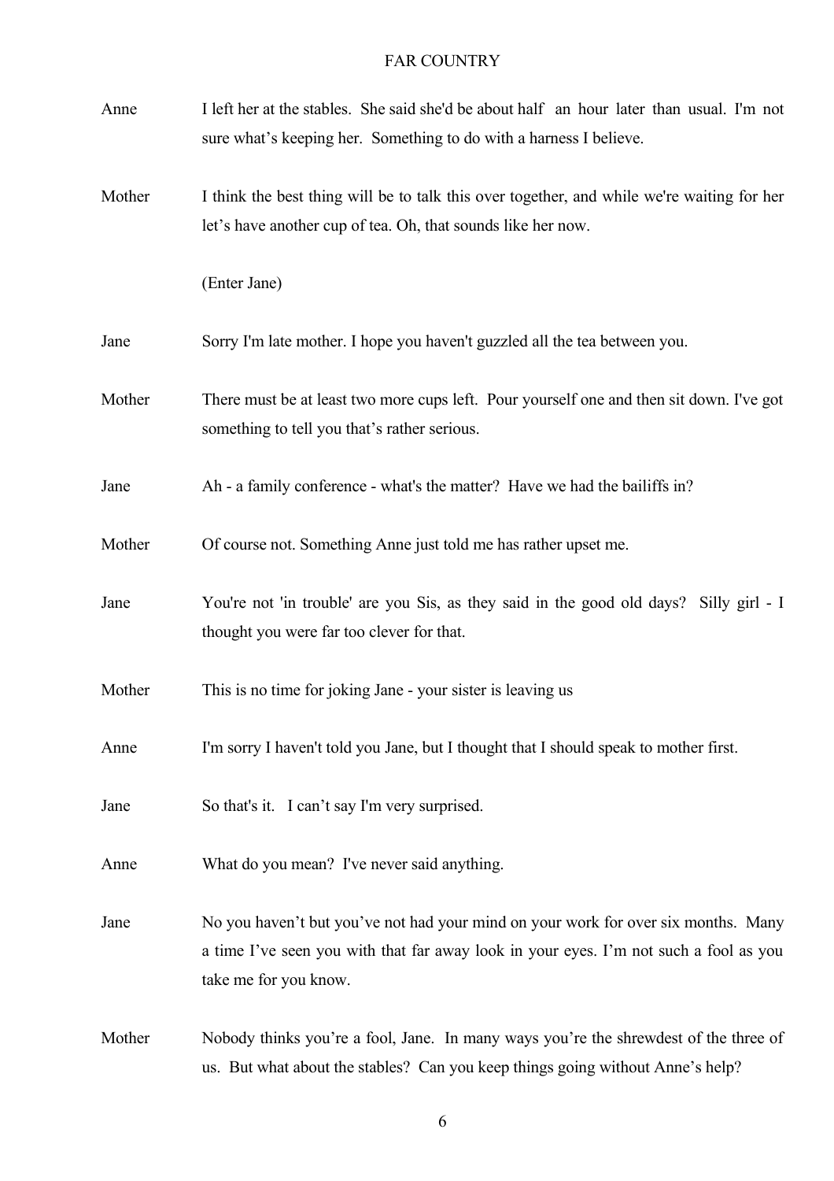**Anne** I left her at the stables. She said she'd be about half an hour later than usual. I'm not sure what's keeping her. Something to do with a harness I believe.

**Mother** I think the best thing will be to talk this over together, and while we're waiting for her let's have another cup of tea. Oh, that sounds like her now.

(Enter Jane)

**Jane** Sorry I'm late mother. I hope you haven't guzzled all the tea between you.

**Mother** There must be at least two more cups left. Pour yourself one and then sit down. I've got something to tell you that's rather serious.

**Jane** Ah - a family conference - what's the matter? Have we had the bailiffs in?

**Mother** Of course not. Something Anne just told me has rather upset me.

**Jane** You're not 'in trouble' are you Sis, as they said in the good old days? Silly girl - I thought you were far too clever for that.

**Mother** This is no time for joking Jane - your sister is leaving us

**Anne** I'm sorry I haven't told you Jane, but I thought that I should speak to mother first.

**Jane** So that's it. I can't say I'm very surprised.

**Anne** What do you mean? I've never said anything.

**Jane** No you haven't but you've not had your mind on your work for over six months. Many a time I've seen you with that far away look in your eyes. I'm not such a fool as you take me for you know.

**Mother** Nobody thinks you're a fool, Jane. In many ways you're the shrewdest of the three of us. But what about the stables? Can you keep things going without Anne's help?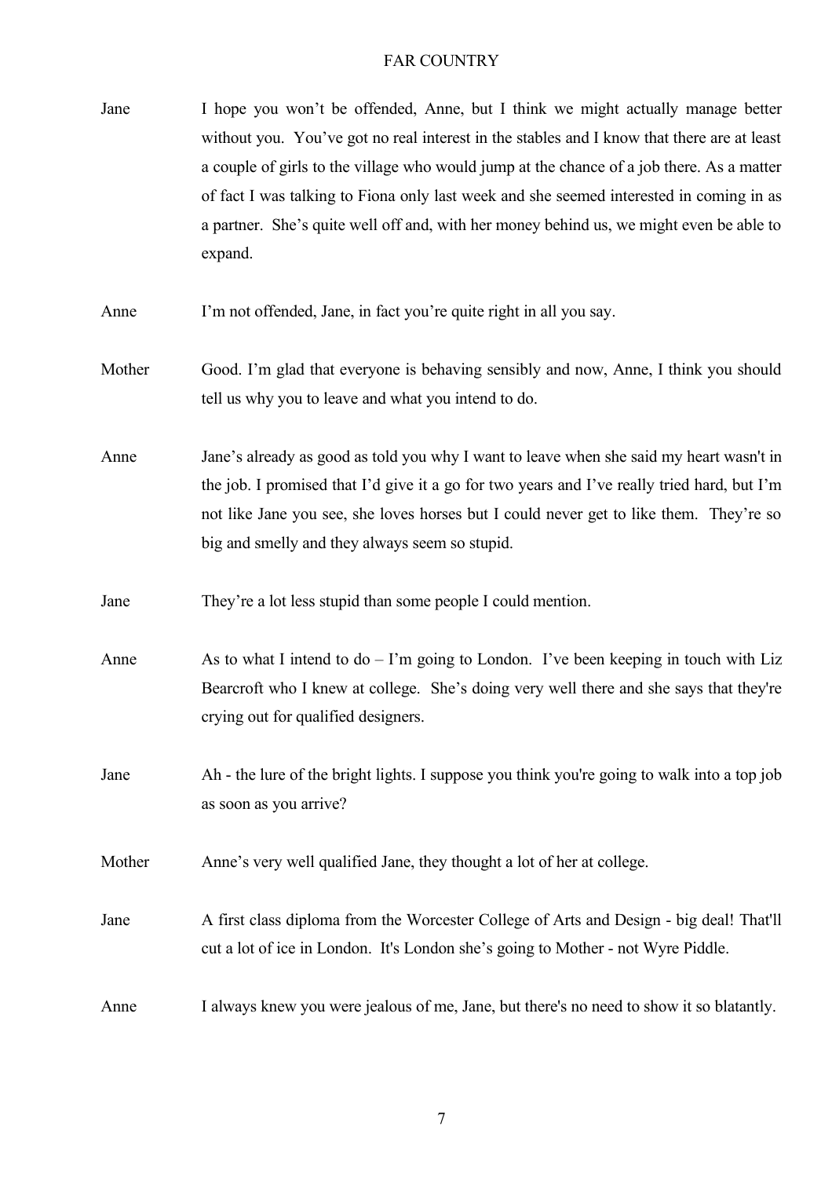**Jane** I hope you won't be offended, Anne, but I think we might actually manage better without you. You've got no real interest in the stables and I know that there are at least a couple of girls to the village who would jump at the chance of a job there. As a matter of fact I was talking to Fiona only last week and she seemed interested in coming in as a partner. She's quite well off and, with her money behind us, we might even be able to expand.

**Anne** I'm not offended, Jane, in fact you're quite right in all you say.

**Mother** Good. I'm glad that everyone is behaving sensibly and now, Anne, I think you should tell us why you to leave and what you intend to do.

**Anne** Jane's already as good as told you why I want to leave when she said my heart wasn't in the job. I promised that I'd give it a go for two years and I've really tried hard, but I'm not like Jane you see, she loves horses but I could never get to like them. They're so big and smelly and they always seem so stupid.

**Jane** They're a lot less stupid than some people I could mention.

**Anne** As to what I intend to do – I'm going to London. I've been keeping in touch with Liz Bearcroft who I knew at college. She's doing very well there and she says that they're crying out for qualified designers.

**Jane** Ah - the lure of the bright lights. I suppose you think you're going to walk into a top job as soon as you arrive?

**Mother** Anne's very well qualified Jane, they thought a lot of her at college.

**Jane** A first class diploma from the Worcester College of Arts and Design - big deal! That'll cut a lot of ice in London. It's London she's going to Mother - not Wyre Piddle.

**Anne** I always knew you were jealous of me, Jane, but there's no need to show it so blatantly.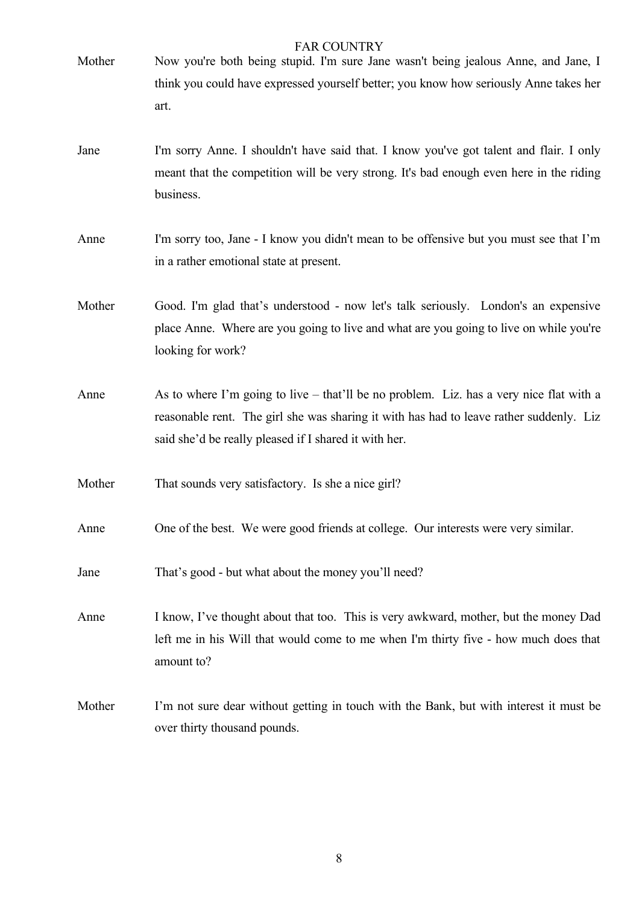Mother Now you're both being stupid. I'm sure Jane wasn't being jealous Anne, and Jane, I think you could have expressed yourself better; you know how seriously Anne takes her art.

Jane I'm sorry Anne. I shouldn't have said that. I know you've got talent and flair. I only meant that the competition will be very strong. It's bad enough even here in the riding business.

Anne I'm sorry too, Jane - I know you didn't mean to be offensive but you must see that I'm in a rather emotional state at present.

Mother Good. I'm glad that's understood - now let's talk seriously. London's an expensive place Anne. Where are you going to live and what are you going to live on while you're looking for work?

Anne As to where I'm going to live – that'll be no problem. Liz. has a very nice flat with a reasonable rent. The girl she was sharing it with has had to leave rather suddenly. Liz said she'd be really pleased if I shared it with her.

Mother That sounds very satisfactory. Is she a nice girl?

Anne One of the best. We were good friends at college. Our interests were very similar.

Jane That's good - but what about the money you'll need?

Anne I know, I've thought about that too. This is very awkward, mother, but the money Dad left me in his Will that would come to me when I'm thirty five - how much does that amount to?

Mother I'm not sure dear without getting in touch with the Bank, but with interest it must be over thirty thousand pounds.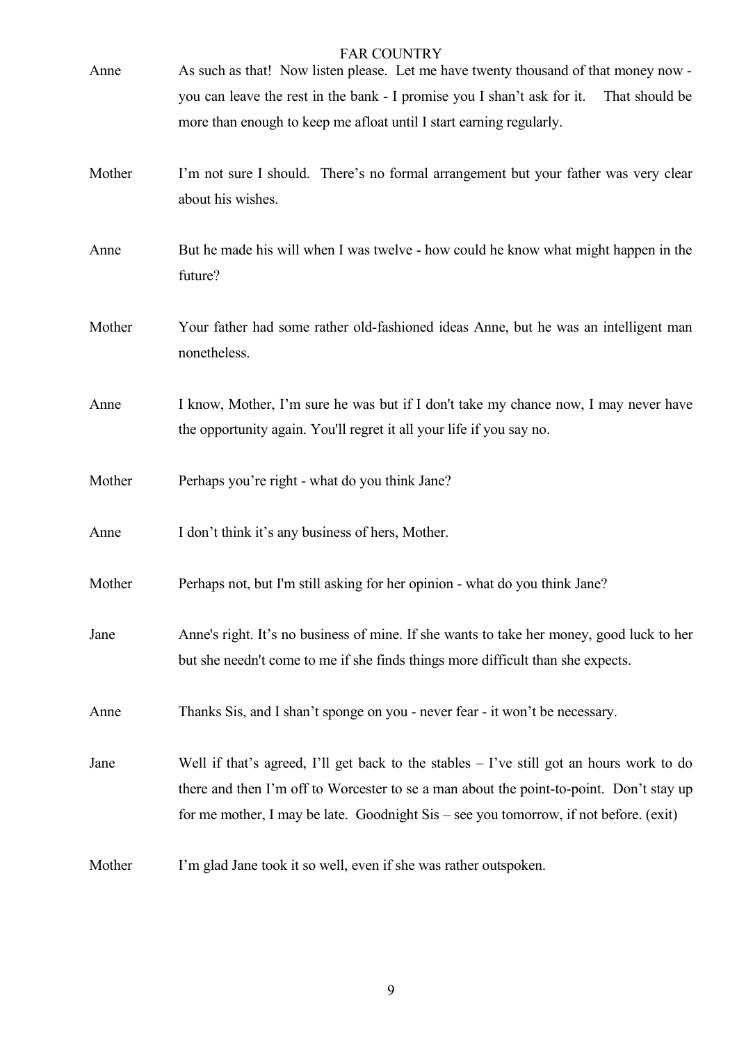Anne	As such as that! Now listen please. Let me have twenty thousand of that money now - you can leave the rest in the bank - I promise you I shan't ask for it. That should be more than enough to keep me afloat until I start earning regularly.

Mother	I'm not sure I should. There's no formal arrangement but your father was very clear about his wishes.

Anne	But he made his will when I was twelve - how could he know what might happen in the future?

Mother	Your father had some rather old-fashioned ideas Anne, but he was an intelligent man nonetheless.

Anne	I know, Mother, I'm sure he was but if I don't take my chance now, I may never have the opportunity again. You'll regret it all your life if you say no.

Mother	Perhaps you're right - what do you think Jane?

Anne	I don't think it's any business of hers, Mother.

Mother	Perhaps not, but I'm still asking for her opinion - what do you think Jane?

Jane	Anne's right. It's no business of mine. If she wants to take her money, good luck to her but she needn't come to me if she finds things more difficult than she expects.

Anne	Thanks Sis, and I shan't sponge on you - never fear - it won't be necessary.

Jane	Well if that's agreed, I'll get back to the stables – I've still got an hours work to do there and then I'm off to Worcester to se a man about the point-to-point. Don't stay up for me mother, I may be late. Goodnight Sis – see you tomorrow, if not before. (exit)

Mother	I'm glad Jane took it so well, even if she was rather outspoken.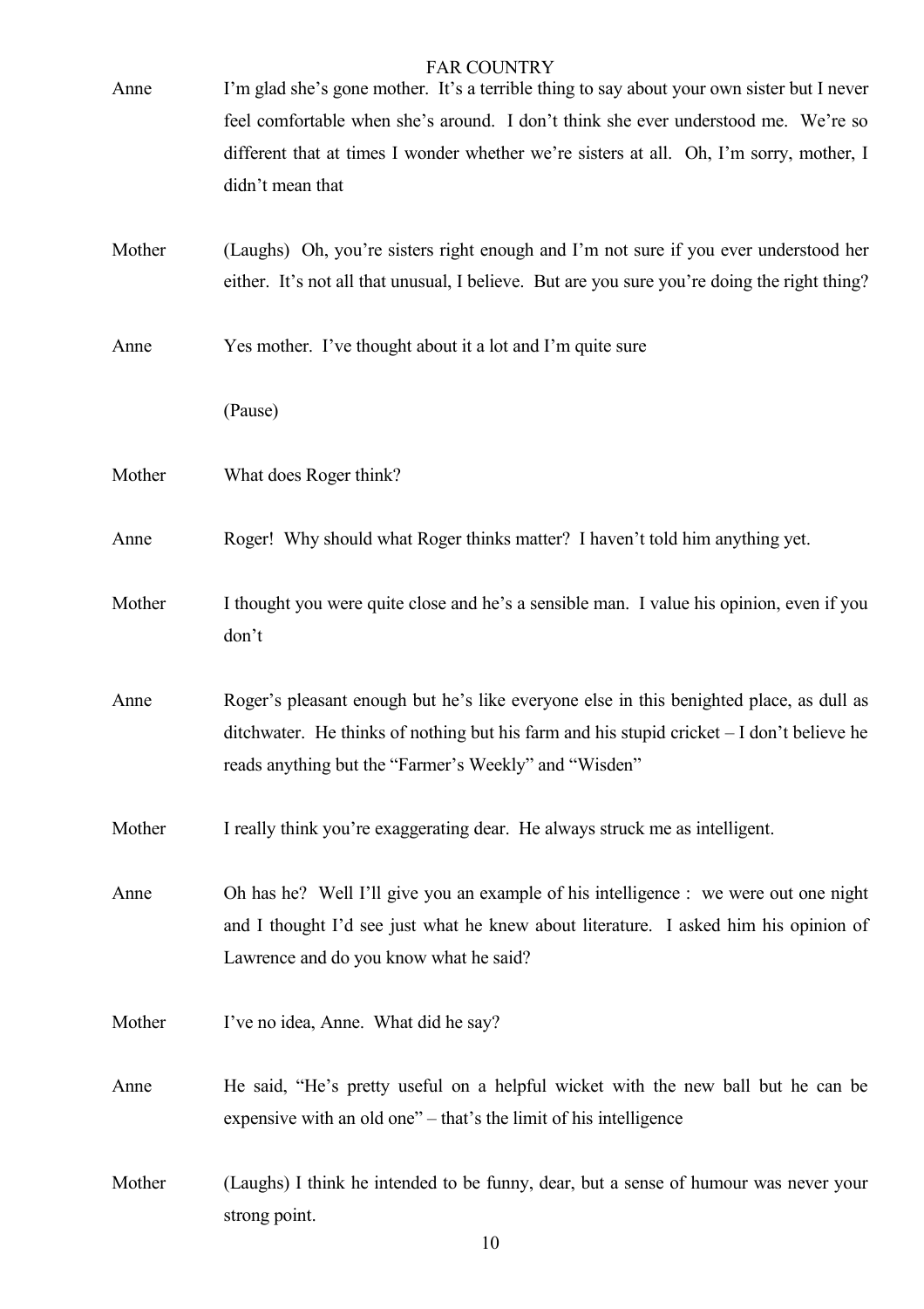Anne I'm glad she's gone mother. It's a terrible thing to say about your own sister but I never feel comfortable when she's around. I don't think she ever understood me. We're so different that at times I wonder whether we're sisters at all. Oh, I'm sorry, mother, I didn't mean that

Mother (Laughs) Oh, you're sisters right enough and I'm not sure if you ever understood her either. It's not all that unusual, I believe. But are you sure you're doing the right thing?

Anne Yes mother. I've thought about it a lot and I'm quite sure

(Pause)

Mother What does Roger think?

Anne Roger! Why should what Roger thinks matter? I haven't told him anything yet.

Mother I thought you were quite close and he's a sensible man. I value his opinion, even if you don't

Anne Roger's pleasant enough but he's like everyone else in this benighted place, as dull as ditchwater. He thinks of nothing but his farm and his stupid cricket – I don't believe he reads anything but the "Farmer's Weekly" and "Wisden"

Mother I really think you're exaggerating dear. He always struck me as intelligent.

Anne Oh has he? Well I'll give you an example of his intelligence : we were out one night and I thought I'd see just what he knew about literature. I asked him his opinion of Lawrence and do you know what he said?

Mother I've no idea, Anne. What did he say?

Anne He said, "He's pretty useful on a helpful wicket with the new ball but he can be expensive with an old one" – that's the limit of his intelligence

Mother (Laughs) I think he intended to be funny, dear, but a sense of humour was never your strong point.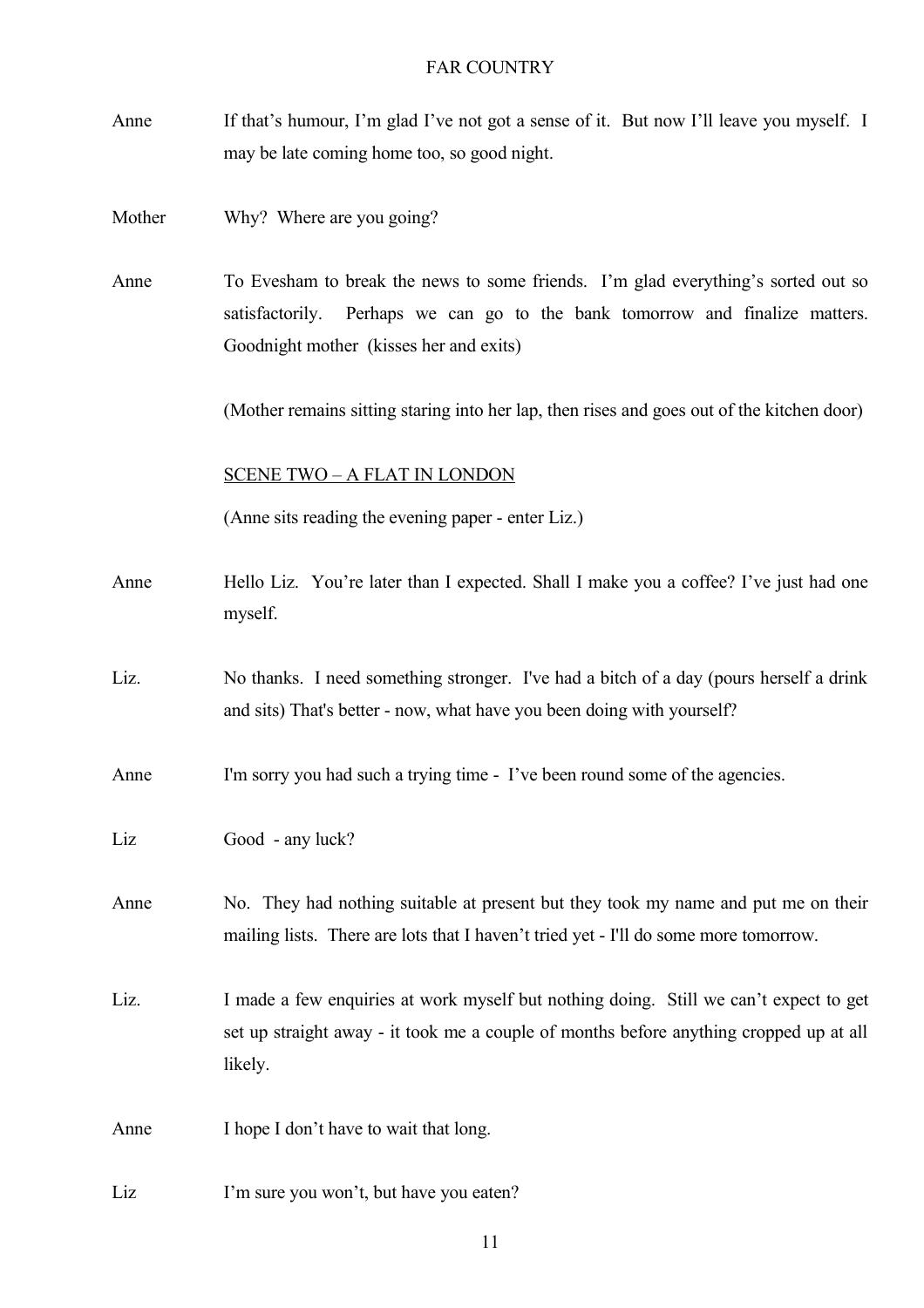**Anne** If that's humour, I'm glad I've not got a sense of it. But now I'll leave you myself. I may be late coming home too, so good night.

**Mother** Why? Where are you going?

**Anne** To Evesham to break the news to some friends. I'm glad everything's sorted out so satisfactorily. Perhaps we can go to the bank tomorrow and finalize matters. Goodnight mother (kisses her and exits)

(Mother remains sitting staring into her lap, then rises and goes out of the kitchen door)

<u>SCENE TWO – A FLAT IN LONDON</u>

(Anne sits reading the evening paper - enter Liz.)

**Anne** Hello Liz. You're later than I expected. Shall I make you a coffee? I've just had one myself.

**Liz.** No thanks. I need something stronger. I've had a bitch of a day (pours herself a drink and sits) That's better - now, what have you been doing with yourself?

**Anne** I'm sorry you had such a trying time - I've been round some of the agencies.

**Liz** Good - any luck?

**Anne** No. They had nothing suitable at present but they took my name and put me on their mailing lists. There are lots that I haven't tried yet - I'll do some more tomorrow.

**Liz.** I made a few enquiries at work myself but nothing doing. Still we can't expect to get set up straight away - it took me a couple of months before anything cropped up at all likely.

**Anne** I hope I don't have to wait that long.

**Liz** I'm sure you won't, but have you eaten?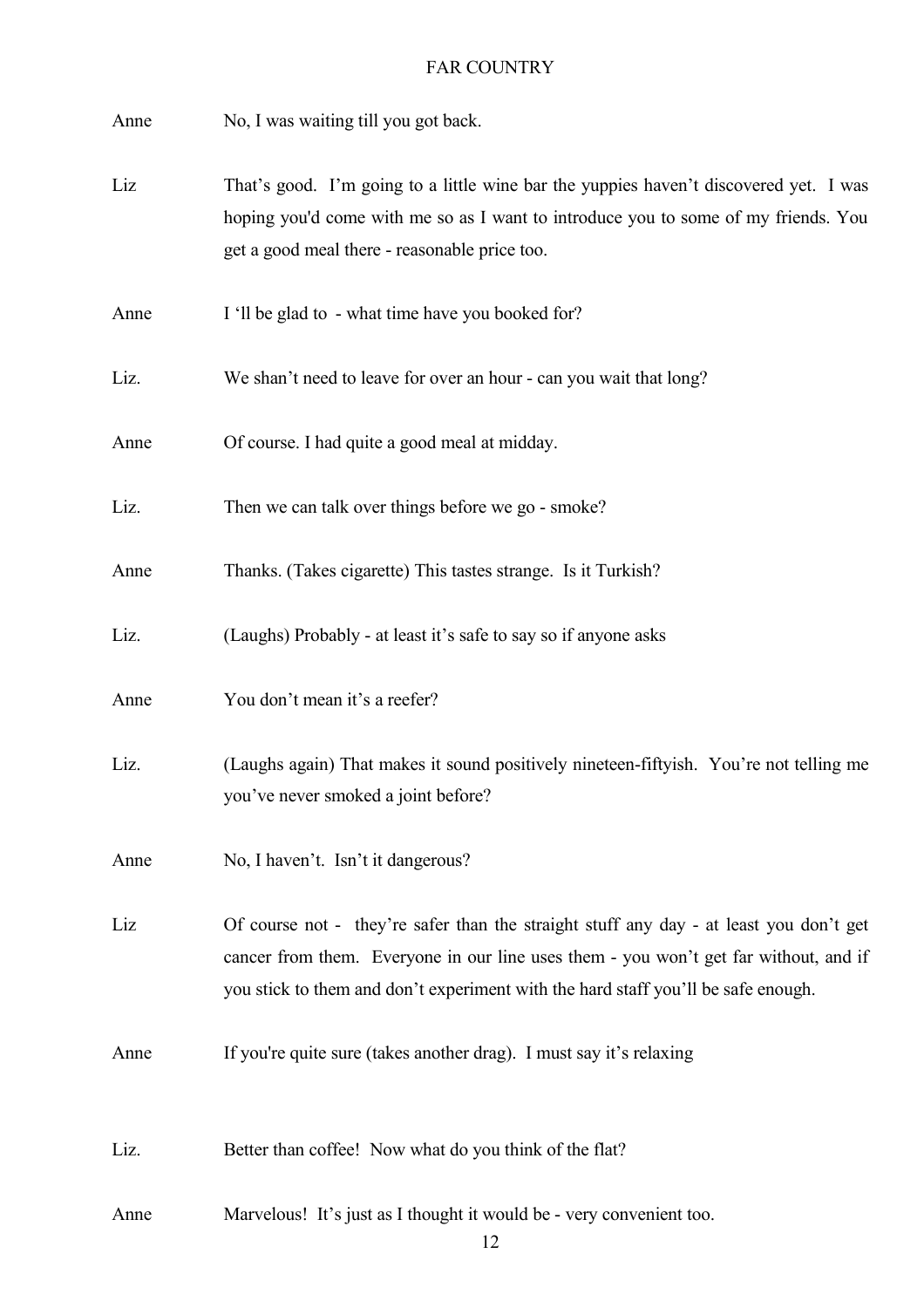Anne No, I was waiting till you got back.

Liz That's good. I'm going to a little wine bar the yuppies haven't discovered yet. I was hoping you'd come with me so as I want to introduce you to some of my friends. You get a good meal there - reasonable price too.

Anne I 'll be glad to - what time have you booked for?

Liz. We shan't need to leave for over an hour - can you wait that long?

Anne Of course. I had quite a good meal at midday.

Liz. Then we can talk over things before we go - smoke?

Anne Thanks. (Takes cigarette) This tastes strange. Is it Turkish?

Liz. (Laughs) Probably - at least it's safe to say so if anyone asks

Anne You don't mean it's a reefer?

Liz. (Laughs again) That makes it sound positively nineteen-fiftyish. You're not telling me you've never smoked a joint before?

Anne No, I haven't. Isn't it dangerous?

Liz Of course not - they're safer than the straight stuff any day - at least you don't get cancer from them. Everyone in our line uses them - you won't get far without, and if you stick to them and don't experiment with the hard staff you'll be safe enough.

Anne If you're quite sure (takes another drag). I must say it's relaxing

Liz. Better than coffee! Now what do you think of the flat?

Anne Marvelous! It's just as I thought it would be - very convenient too.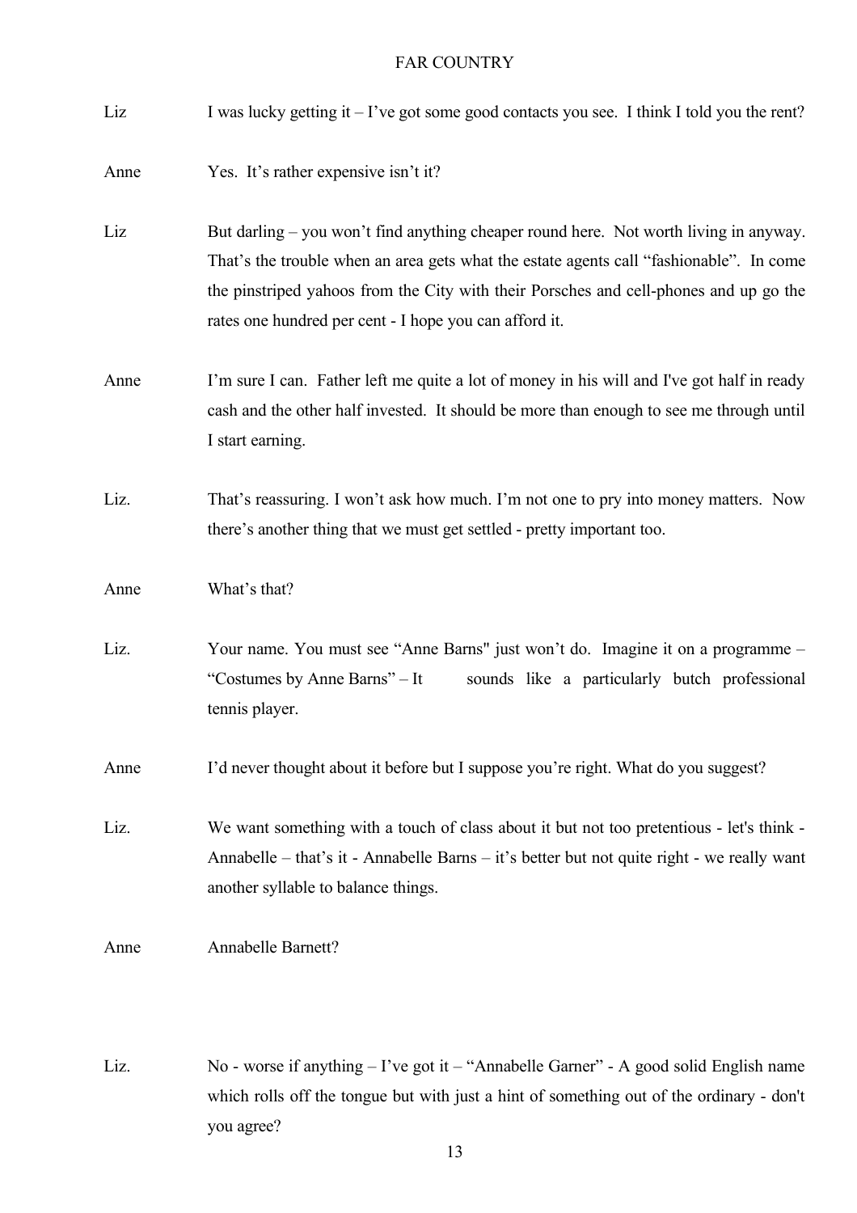Liz I was lucky getting it – I've got some good contacts you see. I think I told you the rent?

Anne Yes. It's rather expensive isn't it?

Liz But darling – you won't find anything cheaper round here. Not worth living in anyway. That's the trouble when an area gets what the estate agents call "fashionable". In come the pinstriped yahoos from the City with their Porsches and cell-phones and up go the rates one hundred per cent - I hope you can afford it.

Anne I'm sure I can. Father left me quite a lot of money in his will and I've got half in ready cash and the other half invested. It should be more than enough to see me through until I start earning.

Liz. That's reassuring. I won't ask how much. I'm not one to pry into money matters. Now there's another thing that we must get settled - pretty important too.

Anne What's that?

Liz. Your name. You must see "Anne Barns" just won't do. Imagine it on a programme – "Costumes by Anne Barns" – It sounds like a particularly butch professional tennis player.

Anne I'd never thought about it before but I suppose you're right. What do you suggest?

Liz. We want something with a touch of class about it but not too pretentious - let's think - Annabelle – that's it - Annabelle Barns – it's better but not quite right - we really want another syllable to balance things.

Anne Annabelle Barnett?

Liz. No - worse if anything – I've got it – "Annabelle Garner" - A good solid English name which rolls off the tongue but with just a hint of something out of the ordinary - don't you agree?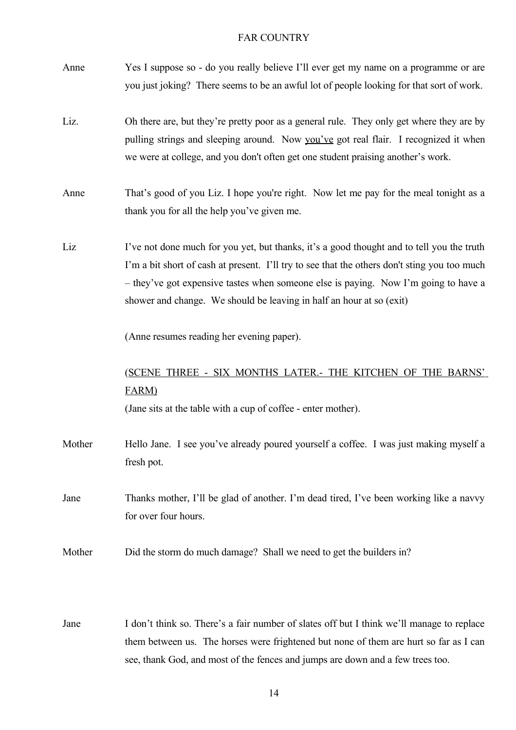Anne Yes I suppose so - do you really believe I'll ever get my name on a programme or are you just joking? There seems to be an awful lot of people looking for that sort of work.

Liz. Oh there are, but they're pretty poor as a general rule. They only get where they are by pulling strings and sleeping around. Now <u>you've</u> got real flair. I recognized it when we were at college, and you don't often get one student praising another's work.

Anne That's good of you Liz. I hope you're right. Now let me pay for the meal tonight as a thank you for all the help you've given me.

Liz I've not done much for you yet, but thanks, it's a good thought and to tell you the truth I'm a bit short of cash at present. I'll try to see that the others don't sting you too much – they've got expensive tastes when someone else is paying. Now I'm going to have a shower and change. We should be leaving in half an hour at so (exit)

(Anne resumes reading her evening paper).

<u>(SCENE THREE - SIX MONTHS LATER.- THE KITCHEN OF THE BARNS' FARM)</u>

(Jane sits at the table with a cup of coffee - enter mother).

Mother Hello Jane. I see you've already poured yourself a coffee. I was just making myself a fresh pot.

Jane Thanks mother, I'll be glad of another. I'm dead tired, I've been working like a navvy for over four hours.

Mother Did the storm do much damage? Shall we need to get the builders in?

Jane I don't think so. There's a fair number of slates off but I think we'll manage to replace them between us. The horses were frightened but none of them are hurt so far as I can see, thank God, and most of the fences and jumps are down and a few trees too.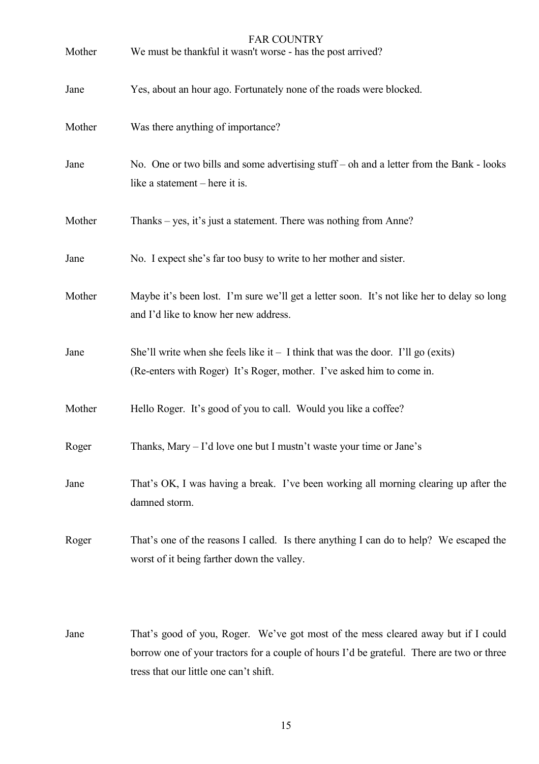**Mother** We must be thankful it wasn't worse - has the post arrived?

**Jane** Yes, about an hour ago. Fortunately none of the roads were blocked.

**Mother** Was there anything of importance?

**Jane** No. One or two bills and some advertising stuff – oh and a letter from the Bank - looks like a statement – here it is.

**Mother** Thanks – yes, it's just a statement. There was nothing from Anne?

**Jane** No. I expect she's far too busy to write to her mother and sister.

**Mother** Maybe it's been lost. I'm sure we'll get a letter soon. It's not like her to delay so long and I'd like to know her new address.

**Jane** She'll write when she feels like it – I think that was the door. I'll go (exits)
(Re-enters with Roger) It's Roger, mother. I've asked him to come in.

**Mother** Hello Roger. It's good of you to call. Would you like a coffee?

**Roger** Thanks, Mary – I'd love one but I mustn't waste your time or Jane's

**Jane** That's OK, I was having a break. I've been working all morning clearing up after the damned storm.

**Roger** That's one of the reasons I called. Is there anything I can do to help? We escaped the worst of it being farther down the valley.

**Jane** That's good of you, Roger. We've got most of the mess cleared away but if I could borrow one of your tractors for a couple of hours I'd be grateful. There are two or three tress that our little one can't shift.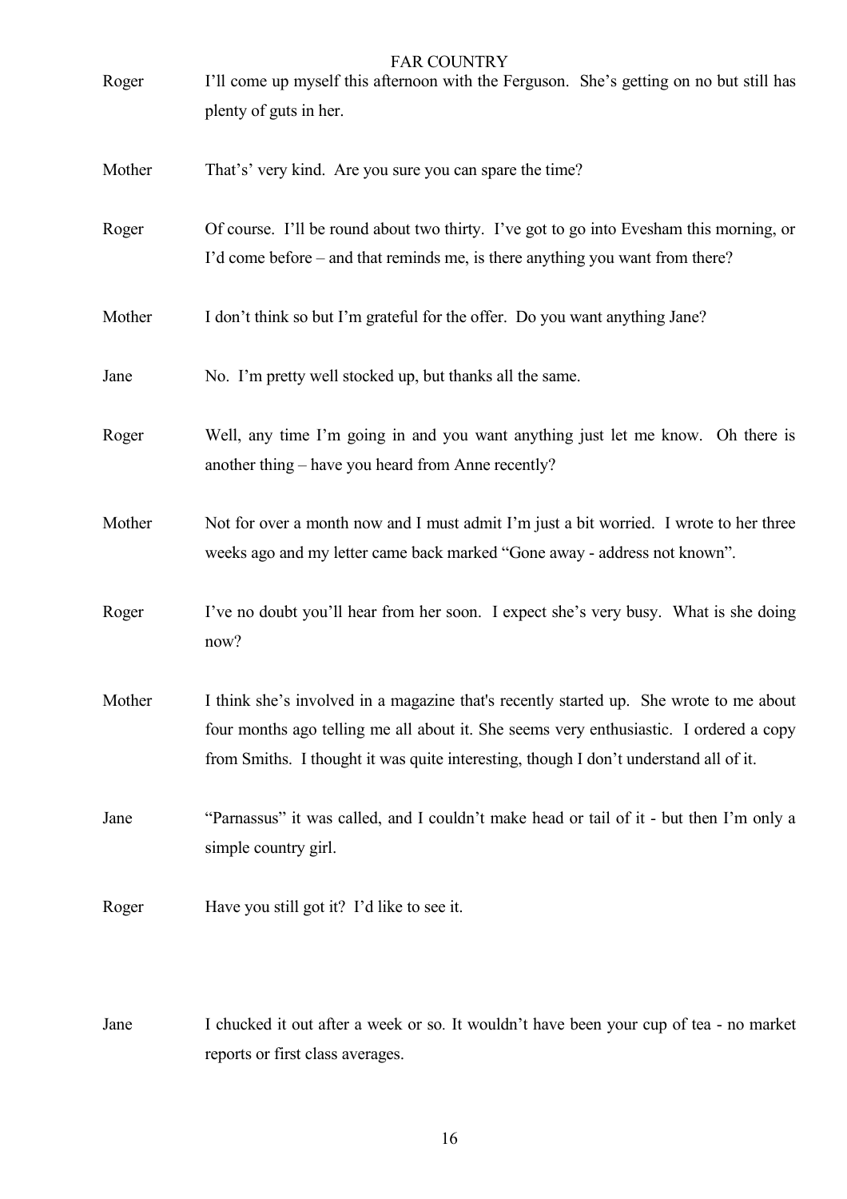Roger		I'll come up myself this afternoon with the Ferguson. She's getting on no but still has plenty of guts in her.

Mother		That's' very kind. Are you sure you can spare the time?

Roger		Of course. I'll be round about two thirty. I've got to go into Evesham this morning, or I'd come before – and that reminds me, is there anything you want from there?

Mother		I don't think so but I'm grateful for the offer. Do you want anything Jane?

Jane		No. I'm pretty well stocked up, but thanks all the same.

Roger		Well, any time I'm going in and you want anything just let me know. Oh there is another thing – have you heard from Anne recently?

Mother		Not for over a month now and I must admit I'm just a bit worried. I wrote to her three weeks ago and my letter came back marked "Gone away - address not known".

Roger		I've no doubt you'll hear from her soon. I expect she's very busy. What is she doing now?

Mother		I think she's involved in a magazine that's recently started up. She wrote to me about four months ago telling me all about it. She seems very enthusiastic. I ordered a copy from Smiths. I thought it was quite interesting, though I don't understand all of it.

Jane		"Parnassus" it was called, and I couldn't make head or tail of it - but then I'm only a simple country girl.

Roger		Have you still got it? I'd like to see it.

Jane		I chucked it out after a week or so. It wouldn't have been your cup of tea - no market reports or first class averages.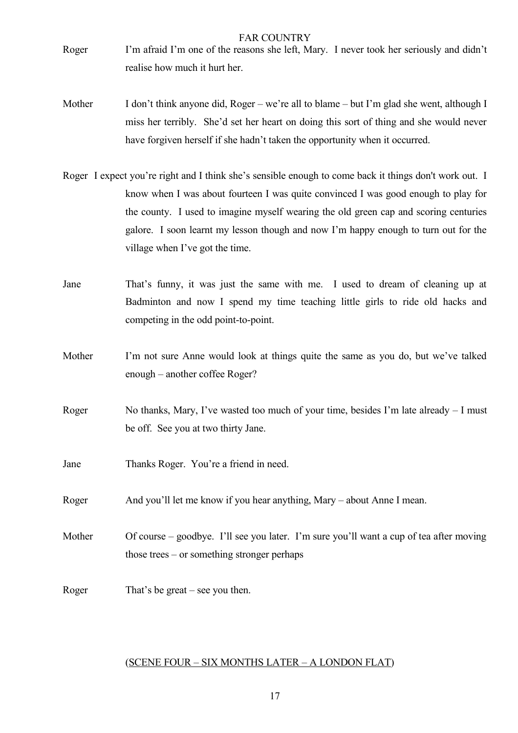Roger I'm afraid I'm one of the reasons she left, Mary. I never took her seriously and didn't realise how much it hurt her.

Mother I don't think anyone did, Roger – we're all to blame – but I'm glad she went, although I miss her terribly. She'd set her heart on doing this sort of thing and she would never have forgiven herself if she hadn't taken the opportunity when it occurred.

Roger I expect you're right and I think she's sensible enough to come back it things don't work out. I know when I was about fourteen I was quite convinced I was good enough to play for the county. I used to imagine myself wearing the old green cap and scoring centuries galore. I soon learnt my lesson though and now I'm happy enough to turn out for the village when I've got the time.

Jane That's funny, it was just the same with me. I used to dream of cleaning up at Badminton and now I spend my time teaching little girls to ride old hacks and competing in the odd point-to-point.

Mother I'm not sure Anne would look at things quite the same as you do, but we've talked enough – another coffee Roger?

Roger No thanks, Mary, I've wasted too much of your time, besides I'm late already – I must be off. See you at two thirty Jane.

Jane Thanks Roger. You're a friend in need.

Roger And you'll let me know if you hear anything, Mary – about Anne I mean.

Mother Of course – goodbye. I'll see you later. I'm sure you'll want a cup of tea after moving those trees – or something stronger perhaps

Roger That's be great – see you then.

(<u>SCENE FOUR – SIX MONTHS LATER – A LONDON FLAT</u>)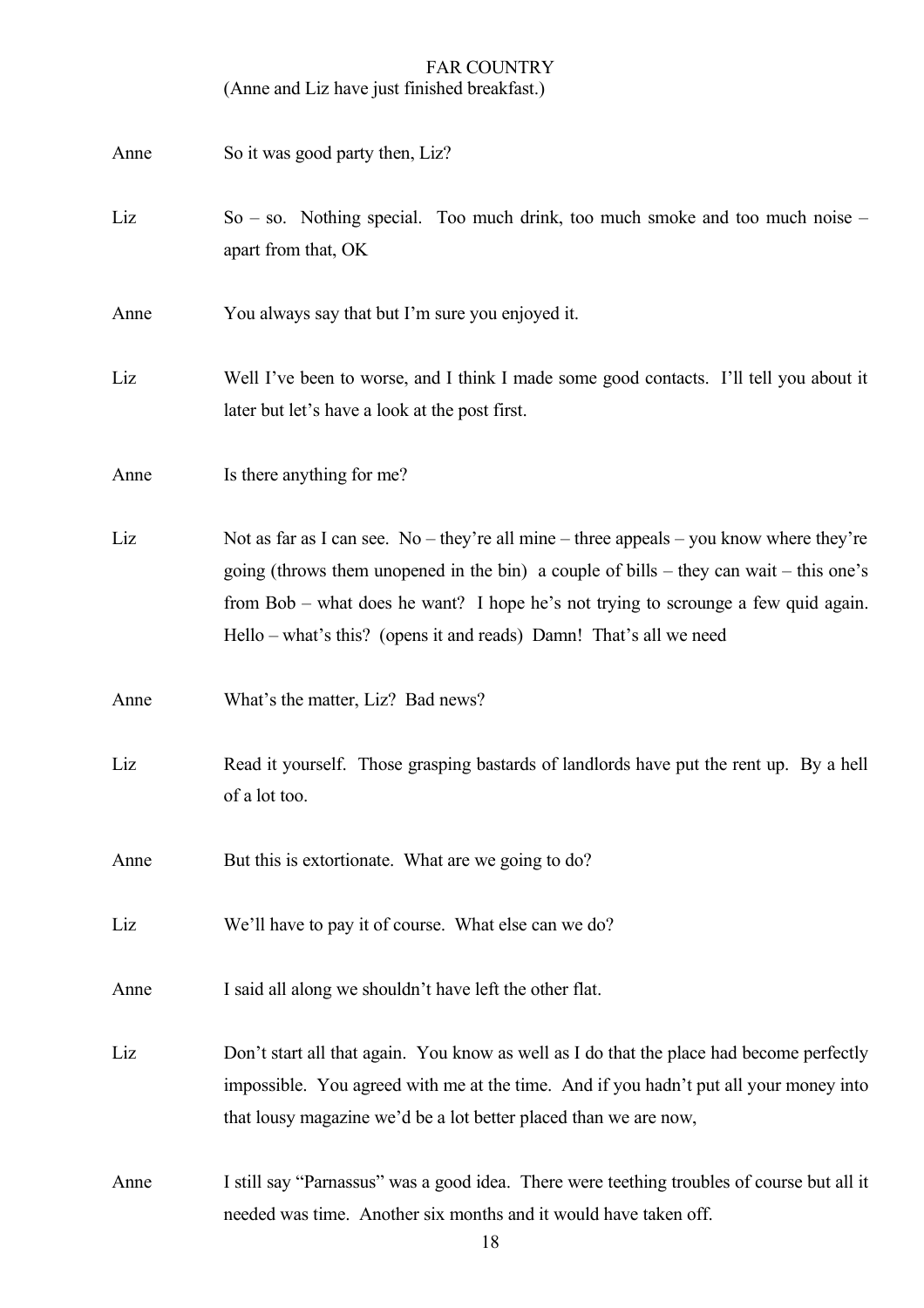# FAR COUNTRY

(Anne and Liz have just finished breakfast.)

**Anne** So it was good party then, Liz?

**Liz** So – so. Nothing special. Too much drink, too much smoke and too much noise – apart from that, OK

**Anne** You always say that but I'm sure you enjoyed it.

**Liz** Well I've been to worse, and I think I made some good contacts. I'll tell you about it later but let's have a look at the post first.

**Anne** Is there anything for me?

**Liz** Not as far as I can see. No – they're all mine – three appeals – you know where they're going (throws them unopened in the bin) a couple of bills – they can wait – this one's from Bob – what does he want? I hope he's not trying to scrounge a few quid again. Hello – what's this? (opens it and reads) Damn! That's all we need

**Anne** What's the matter, Liz? Bad news?

**Liz** Read it yourself. Those grasping bastards of landlords have put the rent up. By a hell of a lot too.

**Anne** But this is extortionate. What are we going to do?

**Liz** We'll have to pay it of course. What else can we do?

**Anne** I said all along we shouldn't have left the other flat.

**Liz** Don't start all that again. You know as well as I do that the place had become perfectly impossible. You agreed with me at the time. And if you hadn't put all your money into that lousy magazine we'd be a lot better placed than we are now,

**Anne** I still say "Parnassus" was a good idea. There were teething troubles of course but all it needed was time. Another six months and it would have taken off.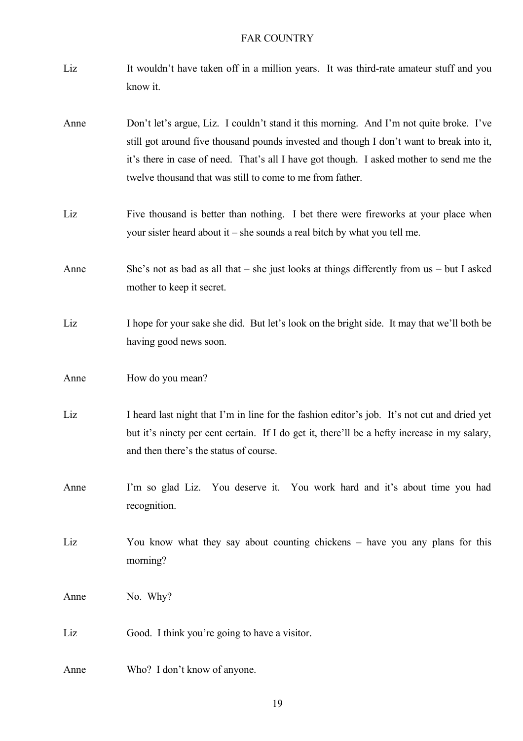Liz It wouldn't have taken off in a million years. It was third-rate amateur stuff and you know it.

Anne Don't let's argue, Liz. I couldn't stand it this morning. And I'm not quite broke. I've still got around five thousand pounds invested and though I don't want to break into it, it's there in case of need. That's all I have got though. I asked mother to send me the twelve thousand that was still to come to me from father.

Liz Five thousand is better than nothing. I bet there were fireworks at your place when your sister heard about it – she sounds a real bitch by what you tell me.

Anne She's not as bad as all that – she just looks at things differently from us – but I asked mother to keep it secret.

Liz I hope for your sake she did. But let's look on the bright side. It may that we'll both be having good news soon.

Anne How do you mean?

Liz I heard last night that I'm in line for the fashion editor's job. It's not cut and dried yet but it's ninety per cent certain. If I do get it, there'll be a hefty increase in my salary, and then there's the status of course.

Anne I'm so glad Liz. You deserve it. You work hard and it's about time you had recognition.

Liz You know what they say about counting chickens – have you any plans for this morning?

Anne No. Why?

Liz Good. I think you're going to have a visitor.

Anne Who? I don't know of anyone.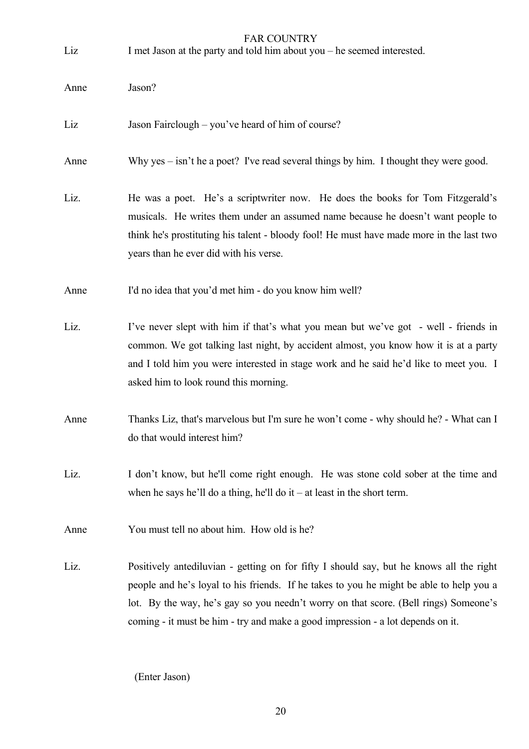Liz	I met Jason at the party and told him about you – he seemed interested.

Anne	Jason?

Liz	Jason Fairclough – you've heard of him of course?

Anne	Why yes – isn't he a poet? I've read several things by him. I thought they were good.

Liz.	He was a poet. He's a scriptwriter now. He does the books for Tom Fitzgerald's musicals. He writes them under an assumed name because he doesn't want people to think he's prostituting his talent - bloody fool! He must have made more in the last two years than he ever did with his verse.

Anne	I'd no idea that you'd met him - do you know him well?

Liz.	I've never slept with him if that's what you mean but we've got - well - friends in common. We got talking last night, by accident almost, you know how it is at a party and I told him you were interested in stage work and he said he'd like to meet you. I asked him to look round this morning.

Anne	Thanks Liz, that's marvelous but I'm sure he won't come - why should he? - What can I do that would interest him?

Liz.	I don't know, but he'll come right enough. He was stone cold sober at the time and when he says he'll do a thing, he'll do it – at least in the short term.

Anne	You must tell no about him. How old is he?

Liz.	Positively antediluvian - getting on for fifty I should say, but he knows all the right people and he's loyal to his friends. If he takes to you he might be able to help you a lot. By the way, he's gay so you needn't worry on that score. (Bell rings) Someone's coming - it must be him - try and make a good impression - a lot depends on it.

(Enter Jason)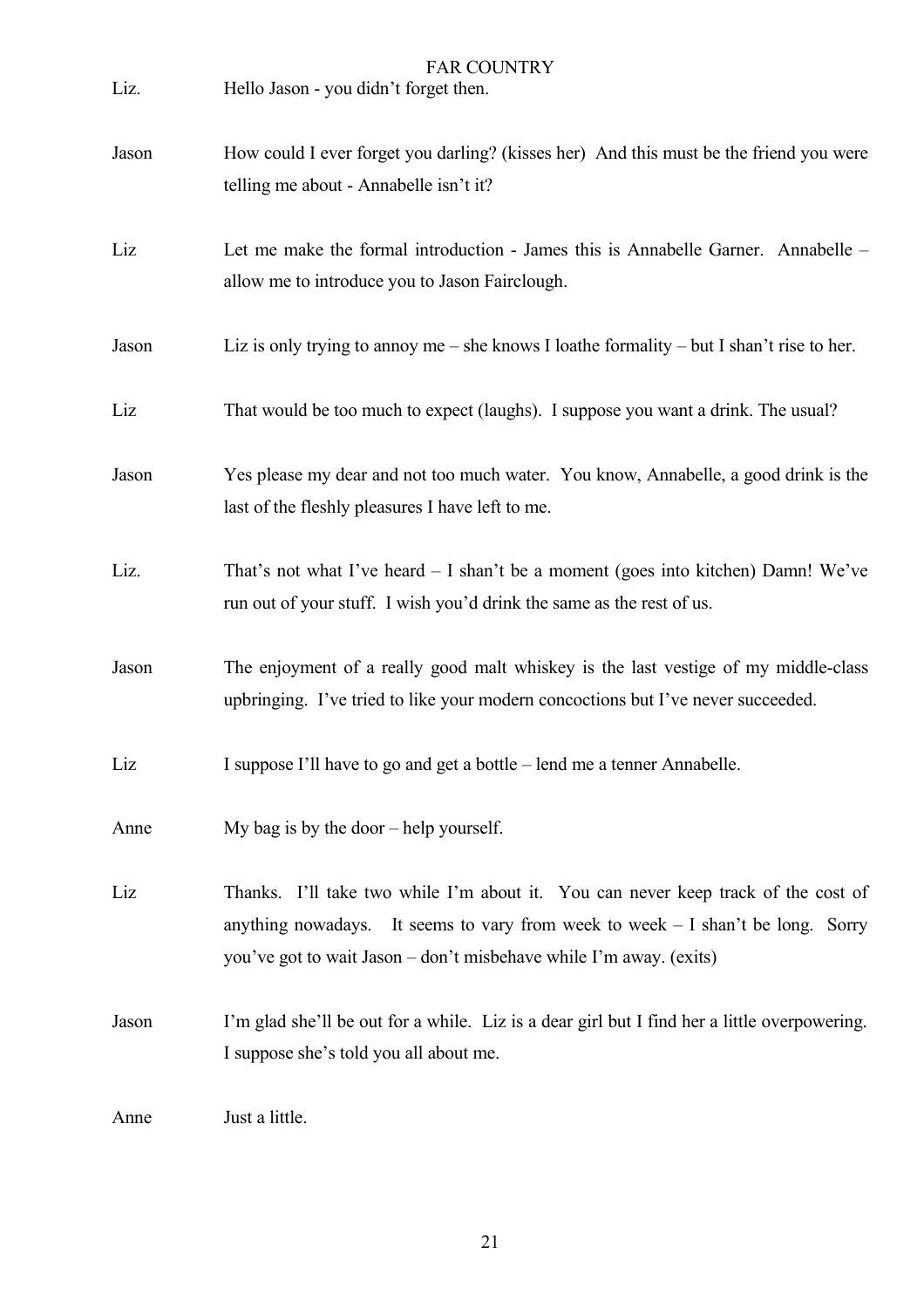Liz. Hello Jason - you didn't forget then.

Jason How could I ever forget you darling? (kisses her) And this must be the friend you were telling me about - Annabelle isn't it?

Liz Let me make the formal introduction - James this is Annabelle Garner. Annabelle – allow me to introduce you to Jason Fairclough.

Jason Liz is only trying to annoy me – she knows I loathe formality – but I shan't rise to her.

Liz That would be too much to expect (laughs). I suppose you want a drink. The usual?

Jason Yes please my dear and not too much water. You know, Annabelle, a good drink is the last of the fleshly pleasures I have left to me.

Liz. That's not what I've heard – I shan't be a moment (goes into kitchen) Damn! We've run out of your stuff. I wish you'd drink the same as the rest of us.

Jason The enjoyment of a really good malt whiskey is the last vestige of my middle-class upbringing. I've tried to like your modern concoctions but I've never succeeded.

Liz I suppose I'll have to go and get a bottle – lend me a tenner Annabelle.

Anne My bag is by the door – help yourself.

Liz Thanks. I'll take two while I'm about it. You can never keep track of the cost of anything nowadays. It seems to vary from week to week – I shan't be long. Sorry you've got to wait Jason – don't misbehave while I'm away. (exits)

Jason I'm glad she'll be out for a while. Liz is a dear girl but I find her a little overpowering. I suppose she's told you all about me.

Anne Just a little.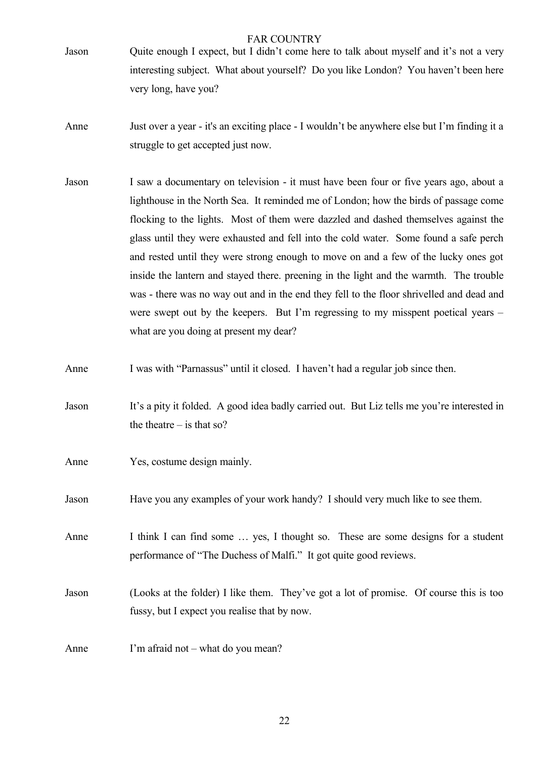Jason Quite enough I expect, but I didn't come here to talk about myself and it's not a very interesting subject. What about yourself? Do you like London? You haven't been here very long, have you?

Anne Just over a year - it's an exciting place - I wouldn't be anywhere else but I'm finding it a struggle to get accepted just now.

Jason I saw a documentary on television - it must have been four or five years ago, about a lighthouse in the North Sea. It reminded me of London; how the birds of passage come flocking to the lights. Most of them were dazzled and dashed themselves against the glass until they were exhausted and fell into the cold water. Some found a safe perch and rested until they were strong enough to move on and a few of the lucky ones got inside the lantern and stayed there. preening in the light and the warmth. The trouble was - there was no way out and in the end they fell to the floor shrivelled and dead and were swept out by the keepers. But I'm regressing to my misspent poetical years – what are you doing at present my dear?

Anne I was with "Parnassus" until it closed. I haven't had a regular job since then.

Jason It's a pity it folded. A good idea badly carried out. But Liz tells me you're interested in the theatre – is that so?

Anne Yes, costume design mainly.

Jason Have you any examples of your work handy? I should very much like to see them.

Anne I think I can find some … yes, I thought so. These are some designs for a student performance of "The Duchess of Malfi." It got quite good reviews.

Jason (Looks at the folder) I like them. They've got a lot of promise. Of course this is too fussy, but I expect you realise that by now.

Anne I'm afraid not – what do you mean?